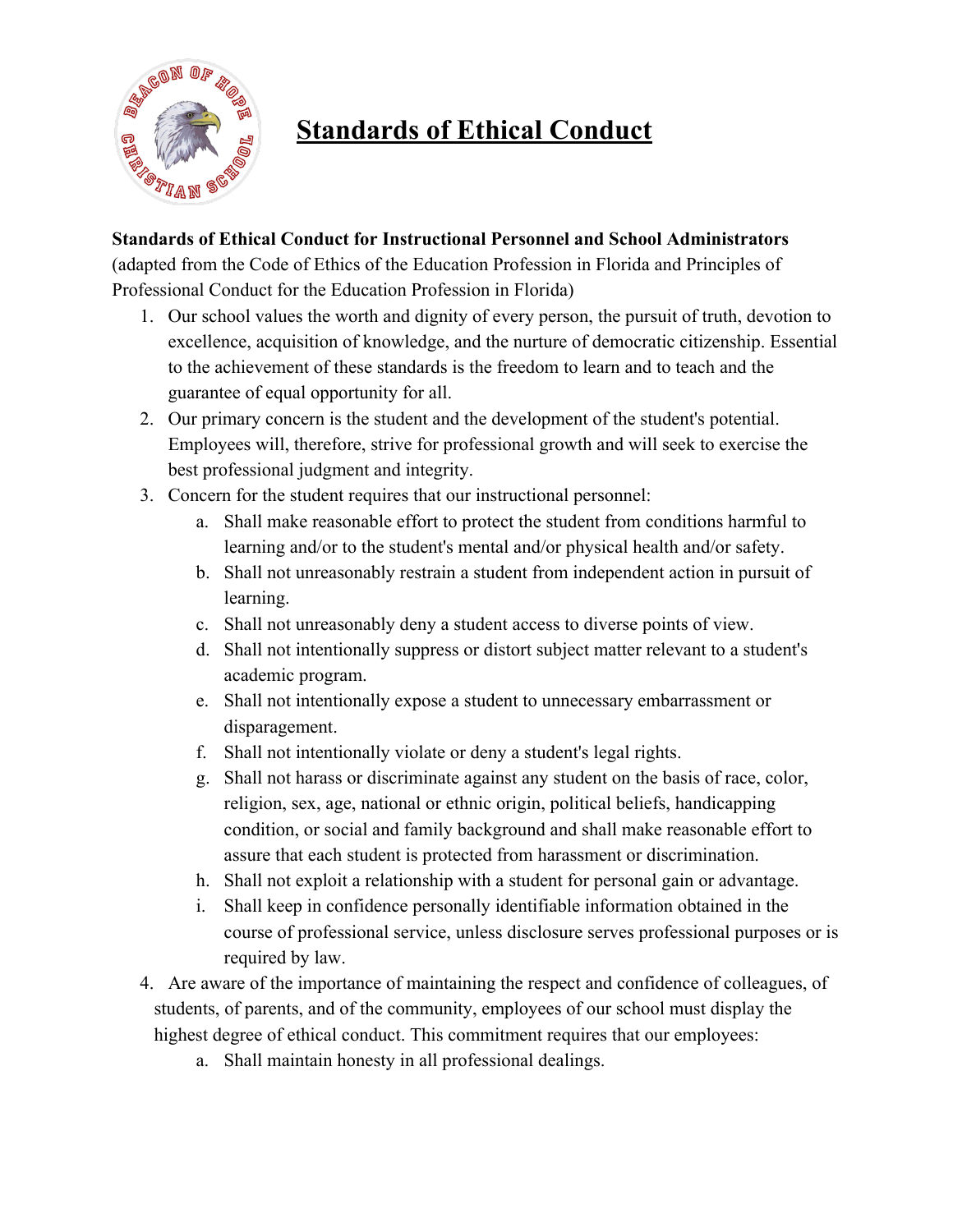# Standards of Ethical Conduct

**Standards of Ethical Conduct for Instructional Personnel and School Administrators** (adapted from the Code of Ethics of the Education Profession in Florida and Principles of Professional Conduct for the Education Profession in Florida)

1. Our school values the worth and dignity of every person, the pursuit of truth, devotion to excellence, acquisition of knowledge, and the nurture of democratic citizenship. Essential to the achievement of these standards is the freedom to learn and to teach and the guarantee of equal opportunity for all.
2. Our primary concern is the student and the development of the student's potential. Employees will, therefore, strive for professional growth and will seek to exercise the best professional judgment and integrity.
3. Concern for the student requires that our instructional personnel:
   a. Shall make reasonable effort to protect the student from conditions harmful to learning and/or to the student's mental and/or physical health and/or safety.
   b. Shall not unreasonably restrain a student from independent action in pursuit of learning.
   c. Shall not unreasonably deny a student access to diverse points of view.
   d. Shall not intentionally suppress or distort subject matter relevant to a student's academic program.
   e. Shall not intentionally expose a student to unnecessary embarrassment or disparagement.
   f. Shall not intentionally violate or deny a student's legal rights.
   g. Shall not harass or discriminate against any student on the basis of race, color, religion, sex, age, national or ethnic origin, political beliefs, handicapping condition, or social and family background and shall make reasonable effort to assure that each student is protected from harassment or discrimination.
   h. Shall not exploit a relationship with a student for personal gain or advantage.
   i. Shall keep in confidence personally identifiable information obtained in the course of professional service, unless disclosure serves professional purposes or is required by law.
4. Are aware of the importance of maintaining the respect and confidence of colleagues, of students, of parents, and of the community, employees of our school must display the highest degree of ethical conduct. This commitment requires that our employees:
   a. Shall maintain honesty in all professional dealings.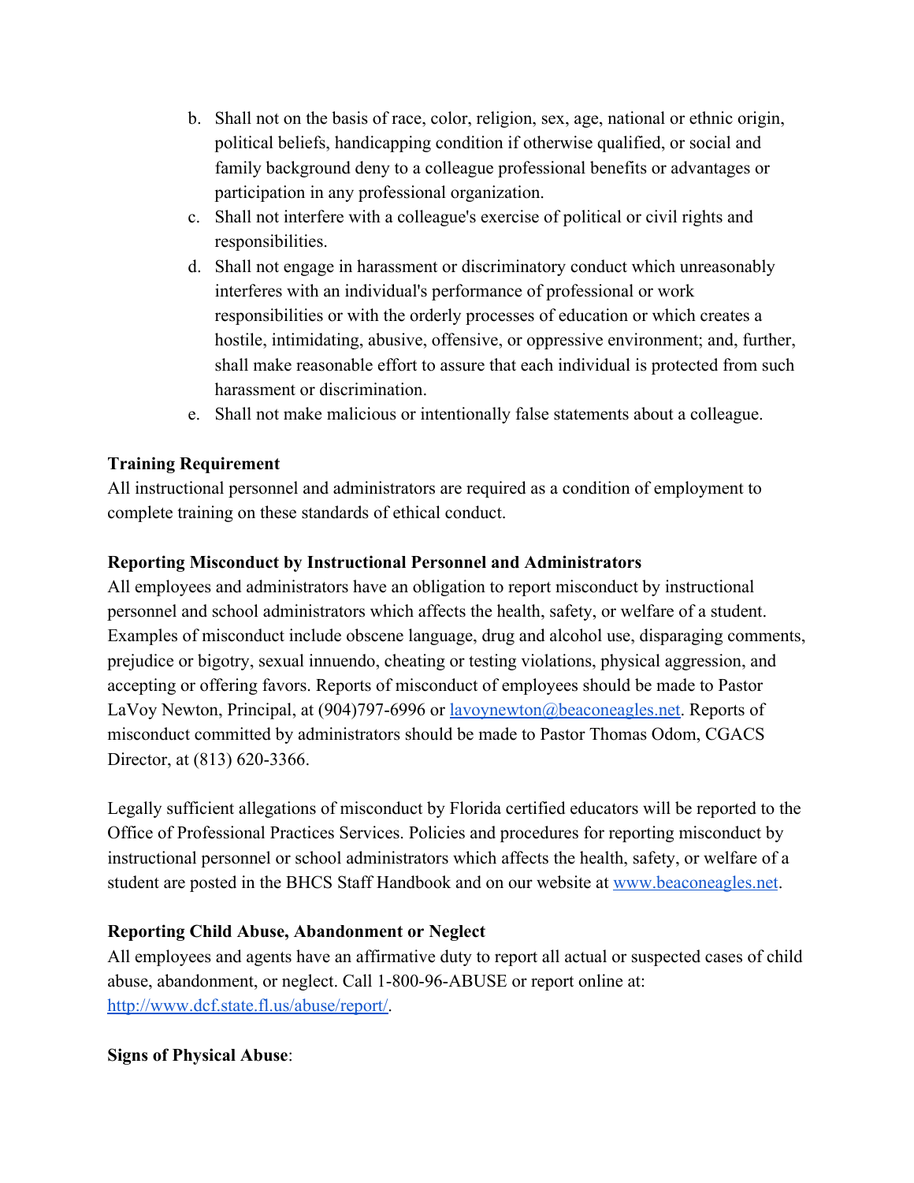b. Shall not on the basis of race, color, religion, sex, age, national or ethnic origin, political beliefs, handicapping condition if otherwise qualified, or social and family background deny to a colleague professional benefits or advantages or participation in any professional organization.
c. Shall not interfere with a colleague's exercise of political or civil rights and responsibilities.
d. Shall not engage in harassment or discriminatory conduct which unreasonably interferes with an individual's performance of professional or work responsibilities or with the orderly processes of education or which creates a hostile, intimidating, abusive, offensive, or oppressive environment; and, further, shall make reasonable effort to assure that each individual is protected from such harassment or discrimination.
e. Shall not make malicious or intentionally false statements about a colleague.

**Training Requirement**
All instructional personnel and administrators are required as a condition of employment to complete training on these standards of ethical conduct.

**Reporting Misconduct by Instructional Personnel and Administrators**
All employees and administrators have an obligation to report misconduct by instructional personnel and school administrators which affects the health, safety, or welfare of a student. Examples of misconduct include obscene language, drug and alcohol use, disparaging comments, prejudice or bigotry, sexual innuendo, cheating or testing violations, physical aggression, and accepting or offering favors. Reports of misconduct of employees should be made to Pastor LaVoy Newton, Principal, at (904)797-6996 or [lavoynewton@beaconeagles.net](mailto:lavoynewton@beaconeagles.net). Reports of misconduct committed by administrators should be made to Pastor Thomas Odom, CGACS Director, at (813) 620-3366.

Legally sufficient allegations of misconduct by Florida certified educators will be reported to the Office of Professional Practices Services. Policies and procedures for reporting misconduct by instructional personnel or school administrators which affects the health, safety, or welfare of a student are posted in the BHCS Staff Handbook and on our website at [www.beaconeagles.net](http://www.beaconeagles.net).

**Reporting Child Abuse, Abandonment or Neglect**
All employees and agents have an affirmative duty to report all actual or suspected cases of child abuse, abandonment, or neglect. Call 1-800-96-ABUSE or report online at: [http://www.dcf.state.fl.us/abuse/report/](http://www.dcf.state.fl.us/abuse/report/).

**Signs of Physical Abuse**: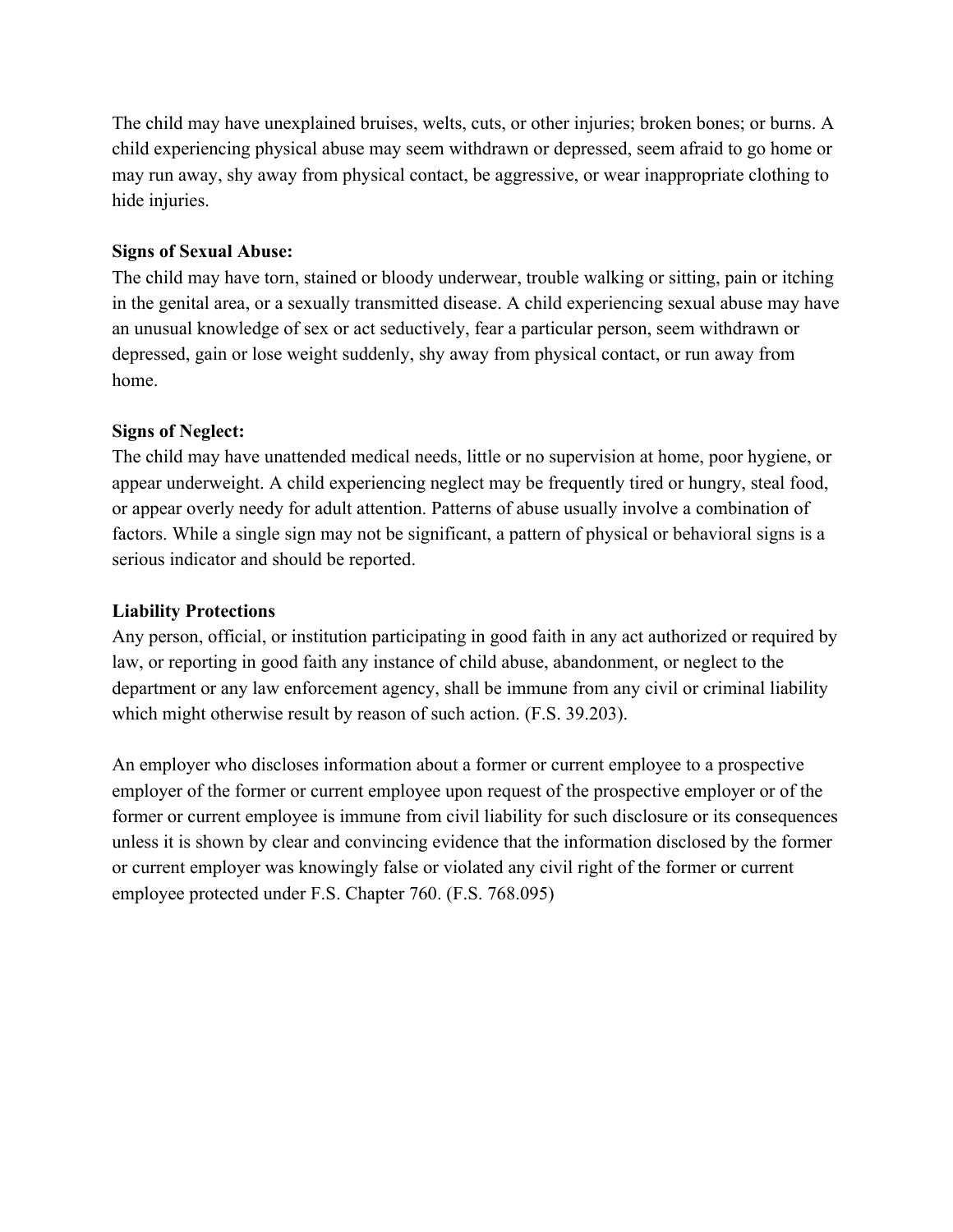The child may have unexplained bruises, welts, cuts, or other injuries; broken bones; or burns. A child experiencing physical abuse may seem withdrawn or depressed, seem afraid to go home or may run away, shy away from physical contact, be aggressive, or wear inappropriate clothing to hide injuries.

**Signs of Sexual Abuse:**
The child may have torn, stained or bloody underwear, trouble walking or sitting, pain or itching in the genital area, or a sexually transmitted disease. A child experiencing sexual abuse may have an unusual knowledge of sex or act seductively, fear a particular person, seem withdrawn or depressed, gain or lose weight suddenly, shy away from physical contact, or run away from home.

**Signs of Neglect:**
The child may have unattended medical needs, little or no supervision at home, poor hygiene, or appear underweight. A child experiencing neglect may be frequently tired or hungry, steal food, or appear overly needy for adult attention. Patterns of abuse usually involve a combination of factors. While a single sign may not be significant, a pattern of physical or behavioral signs is a serious indicator and should be reported.

**Liability Protections**
Any person, official, or institution participating in good faith in any act authorized or required by law, or reporting in good faith any instance of child abuse, abandonment, or neglect to the department or any law enforcement agency, shall be immune from any civil or criminal liability which might otherwise result by reason of such action. (F.S. 39.203).

An employer who discloses information about a former or current employee to a prospective employer of the former or current employee upon request of the prospective employer or of the former or current employee is immune from civil liability for such disclosure or its consequences unless it is shown by clear and convincing evidence that the information disclosed by the former or current employer was knowingly false or violated any civil right of the former or current employee protected under F.S. Chapter 760. (F.S. 768.095)